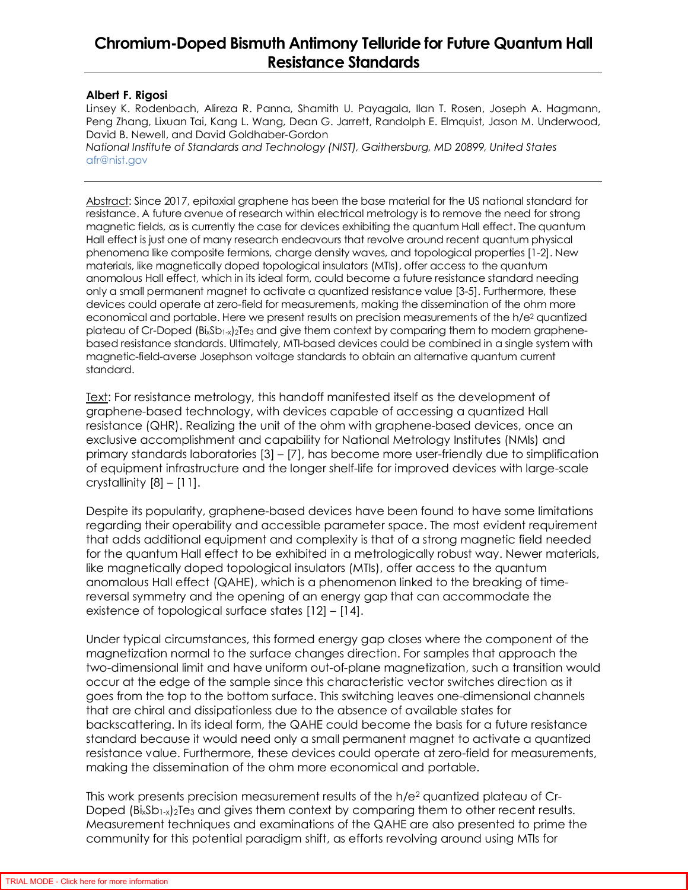# Chromium-Doped Bismuth Antimony Telluride for Future Quantum Hall Resistance Standards

**Albert F. Rigosi**

Linsey K. Rodenbach, Alireza R. Panna, Shamith U. Payagala, Ilan T. Rosen, Joseph A. Hagmann, Peng Zhang, Lixuan Tai, Kang L. Wang, Dean G. Jarrett, Randolph E. Elmquist, Jason M. Underwood, David B. Newell, and David Goldhaber-Gordon

*National Institute of Standards and Technology (NIST), Gaithersburg, MD 20899, United States*

afr@nist.gov

---

Abstract: Since 2017, epitaxial graphene has been the base material for the US national standard for resistance. A future avenue of research within electrical metrology is to remove the need for strong magnetic fields, as is currently the case for devices exhibiting the quantum Hall effect. The quantum Hall effect is just one of many research endeavours that revolve around recent quantum physical phenomena like composite fermions, charge density waves, and topological properties [1-2]. New materials, like magnetically doped topological insulators (MTIs), offer access to the quantum anomalous Hall effect, which in its ideal form, could become a future resistance standard needing only a small permanent magnet to activate a quantized resistance value [3-5]. Furthermore, these devices could operate at zero-field for measurements, making the dissemination of the ohm more economical and portable. Here we present results on precision measurements of the $h/e^2$ quantized plateau of Cr-Doped $(Bi_xSb_{1-x})_2Te_3$ and give them context by comparing them to modern graphene-based resistance standards. Ultimately, MTI-based devices could be combined in a single system with magnetic-field-averse Josephson voltage standards to obtain an alternative quantum current standard.

Text: For resistance metrology, this handoff manifested itself as the development of graphene-based technology, with devices capable of accessing a quantized Hall resistance (QHR). Realizing the unit of the ohm with graphene-based devices, once an exclusive accomplishment and capability for National Metrology Institutes (NMIs) and primary standards laboratories [3] – [7], has become more user-friendly due to simplification of equipment infrastructure and the longer shelf-life for improved devices with large-scale crystallinity [8] – [11].

Despite its popularity, graphene-based devices have been found to have some limitations regarding their operability and accessible parameter space. The most evident requirement that adds additional equipment and complexity is that of a strong magnetic field needed for the quantum Hall effect to be exhibited in a metrologically robust way. Newer materials, like magnetically doped topological insulators (MTIs), offer access to the quantum anomalous Hall effect (QAHE), which is a phenomenon linked to the breaking of time-reversal symmetry and the opening of an energy gap that can accommodate the existence of topological surface states [12] – [14].

Under typical circumstances, this formed energy gap closes where the component of the magnetization normal to the surface changes direction. For samples that approach the two-dimensional limit and have uniform out-of-plane magnetization, such a transition would occur at the edge of the sample since this characteristic vector switches direction as it goes from the top to the bottom surface. This switching leaves one-dimensional channels that are chiral and dissipationless due to the absence of available states for backscattering. In its ideal form, the QAHE could become the basis for a future resistance standard because it would need only a small permanent magnet to activate a quantized resistance value. Furthermore, these devices could operate at zero-field for measurements, making the dissemination of the ohm more economical and portable.

This work presents precision measurement results of the $h/e^2$ quantized plateau of Cr-Doped $(Bi_xSb_{1-x})_2Te_3$ and gives them context by comparing them to other recent results. Measurement techniques and examinations of the QAHE are also presented to prime the community for this potential paradigm shift, as efforts revolving around using MTIs for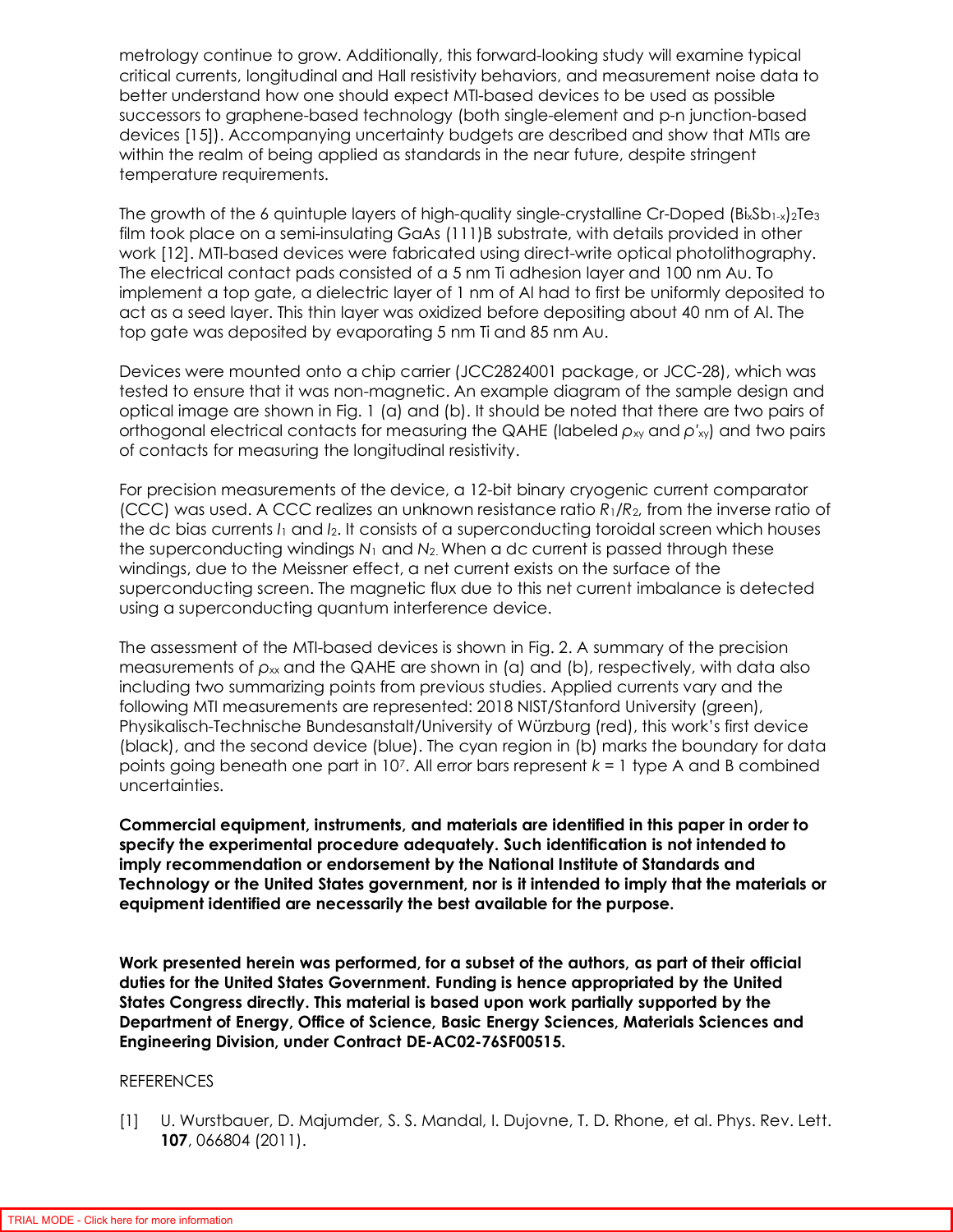metrology continue to grow. Additionally, this forward-looking study will examine typical critical currents, longitudinal and Hall resistivity behaviors, and measurement noise data to better understand how one should expect MTI-based devices to be used as possible successors to graphene-based technology (both single-element and p-n junction-based devices [15]). Accompanying uncertainty budgets are described and show that MTIs are within the realm of being applied as standards in the near future, despite stringent temperature requirements.

The growth of the 6 quintuple layers of high-quality single-crystalline Cr-Doped $(Bi_xSb_{1-x})_2Te_3$ film took place on a semi-insulating GaAs (111)B substrate, with details provided in other work [12]. MTI-based devices were fabricated using direct-write optical photolithography. The electrical contact pads consisted of a 5 nm Ti adhesion layer and 100 nm Au. To implement a top gate, a dielectric layer of 1 nm of Al had to first be uniformly deposited to act as a seed layer. This thin layer was oxidized before depositing about 40 nm of Al. The top gate was deposited by evaporating 5 nm Ti and 85 nm Au.

Devices were mounted onto a chip carrier (JCC2824001 package, or JCC-28), which was tested to ensure that it was non-magnetic. An example diagram of the sample design and optical image are shown in Fig. 1 (a) and (b). It should be noted that there are two pairs of orthogonal electrical contacts for measuring the QAHE (labeled $\rho_{xy}$ and $\rho'_{xy}$) and two pairs of contacts for measuring the longitudinal resistivity.

For precision measurements of the device, a 12-bit binary cryogenic current comparator (CCC) was used. A CCC realizes an unknown resistance ratio $R_1/R_2$, from the inverse ratio of the dc bias currents $I_1$ and $I_2$. It consists of a superconducting toroidal screen which houses the superconducting windings $N_1$ and $N_2$. When a dc current is passed through these windings, due to the Meissner effect, a net current exists on the surface of the superconducting screen. The magnetic flux due to this net current imbalance is detected using a superconducting quantum interference device.

The assessment of the MTI-based devices is shown in Fig. 2. A summary of the precision measurements of $\rho_{xx}$ and the QAHE are shown in (a) and (b), respectively, with data also including two summarizing points from previous studies. Applied currents vary and the following MTI measurements are represented: 2018 NIST/Stanford University (green), Physikalisch-Technische Bundesanstalt/University of Würzburg (red), this work's first device (black), and the second device (blue). The cyan region in (b) marks the boundary for data points going beneath one part in $10^7$. All error bars represent $k = 1$ type A and B combined uncertainties.

**Commercial equipment, instruments, and materials are identified in this paper in order to specify the experimental procedure adequately. Such identification is not intended to imply recommendation or endorsement by the National Institute of Standards and Technology or the United States government, nor is it intended to imply that the materials or equipment identified are necessarily the best available for the purpose.**

**Work presented herein was performed, for a subset of the authors, as part of their official duties for the United States Government. Funding is hence appropriated by the United States Congress directly. This material is based upon work partially supported by the Department of Energy, Office of Science, Basic Energy Sciences, Materials Sciences and Engineering Division, under Contract DE-AC02-76SF00515.**

REFERENCES

[1] U. Wurstbauer, D. Majumder, S. S. Mandal, I. Dujovne, T. D. Rhone, et al. Phys. Rev. Lett. **107**, 066804 (2011).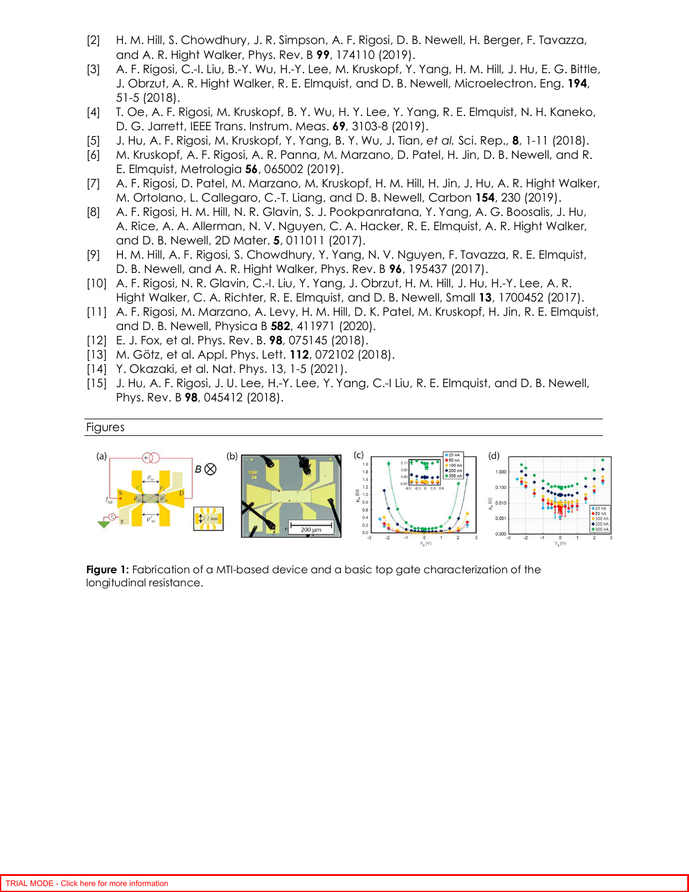[2] H. M. Hill, S. Chowdhury, J. R. Simpson, A. F. Rigosi, D. B. Newell, H. Berger, F. Tavazza, and A. R. Hight Walker, Phys. Rev. B **99**, 174110 (2019).

[3] A. F. Rigosi, C.-I. Liu, B.-Y. Wu, H.-Y. Lee, M. Kruskopf, Y. Yang, H. M. Hill, J. Hu, E. G. Bittle, J. Obrzut, A. R. Hight Walker, R. E. Elmquist, and D. B. Newell, Microelectron. Eng. **194**, 51-5 (2018).

[4] T. Oe, A. F. Rigosi, M. Kruskopf, B. Y. Wu, H. Y. Lee, Y. Yang, R. E. Elmquist, N. H. Kaneko, D. G. Jarrett, IEEE Trans. Instrum. Meas. **69**, 3103-8 (2019).

[5] J. Hu, A. F. Rigosi, M. Kruskopf, Y. Yang, B. Y. Wu, J. Tian, *et al.* Sci. Rep., **8**, 1-11 (2018).

[6] M. Kruskopf, A. F. Rigosi, A. R. Panna, M. Marzano, D. Patel, H. Jin, D. B. Newell, and R. E. Elmquist, Metrologia **56**, 065002 (2019).

[7] A. F. Rigosi, D. Patel, M. Marzano, M. Kruskopf, H. M. Hill, H. Jin, J. Hu, A. R. Hight Walker, M. Ortolano, L. Callegaro, C.-T. Liang, and D. B. Newell, Carbon **154**, 230 (2019).

[8] A. F. Rigosi, H. M. Hill, N. R. Glavin, S. J. Pookpanratana, Y. Yang, A. G. Boosalis, J. Hu, A. Rice, A. A. Allerman, N. V. Nguyen, C. A. Hacker, R. E. Elmquist, A. R. Hight Walker, and D. B. Newell, 2D Mater. **5**, 011011 (2017).

[9] H. M. Hill, A. F. Rigosi, S. Chowdhury, Y. Yang, N. V. Nguyen, F. Tavazza, R. E. Elmquist, D. B. Newell, and A. R. Hight Walker, Phys. Rev. B **96**, 195437 (2017).

[10] A. F. Rigosi, N. R. Glavin, C.-I. Liu, Y. Yang, J. Obrzut, H. M. Hill, J. Hu, H.-Y. Lee, A. R. Hight Walker, C. A. Richter, R. E. Elmquist, and D. B. Newell, Small **13**, 1700452 (2017).

[11] A. F. Rigosi, M. Marzano, A. Levy, H. M. Hill, D. K. Patel, M. Kruskopf, H. Jin, R. E. Elmquist, and D. B. Newell, Physica B **582**, 411971 (2020).

[12] E. J. Fox, et al. Phys. Rev. B. **98**, 075145 (2018).

[13] M. Götz, et al. Appl. Phys. Lett. **112**, 072102 (2018).

[14] Y. Okazaki, et al. Nat. Phys. 13, 1-5 (2021).

[15] J. Hu, A. F. Rigosi, J. U. Lee, H.-Y. Lee, Y. Yang, C.-I Liu, R. E. Elmquist, and D. B. Newell, Phys. Rev. B **98**, 045412 (2018).

## Figures

**Figure 1:** Fabrication of a MTI-based device and a basic top gate characterization of the longitudinal resistance.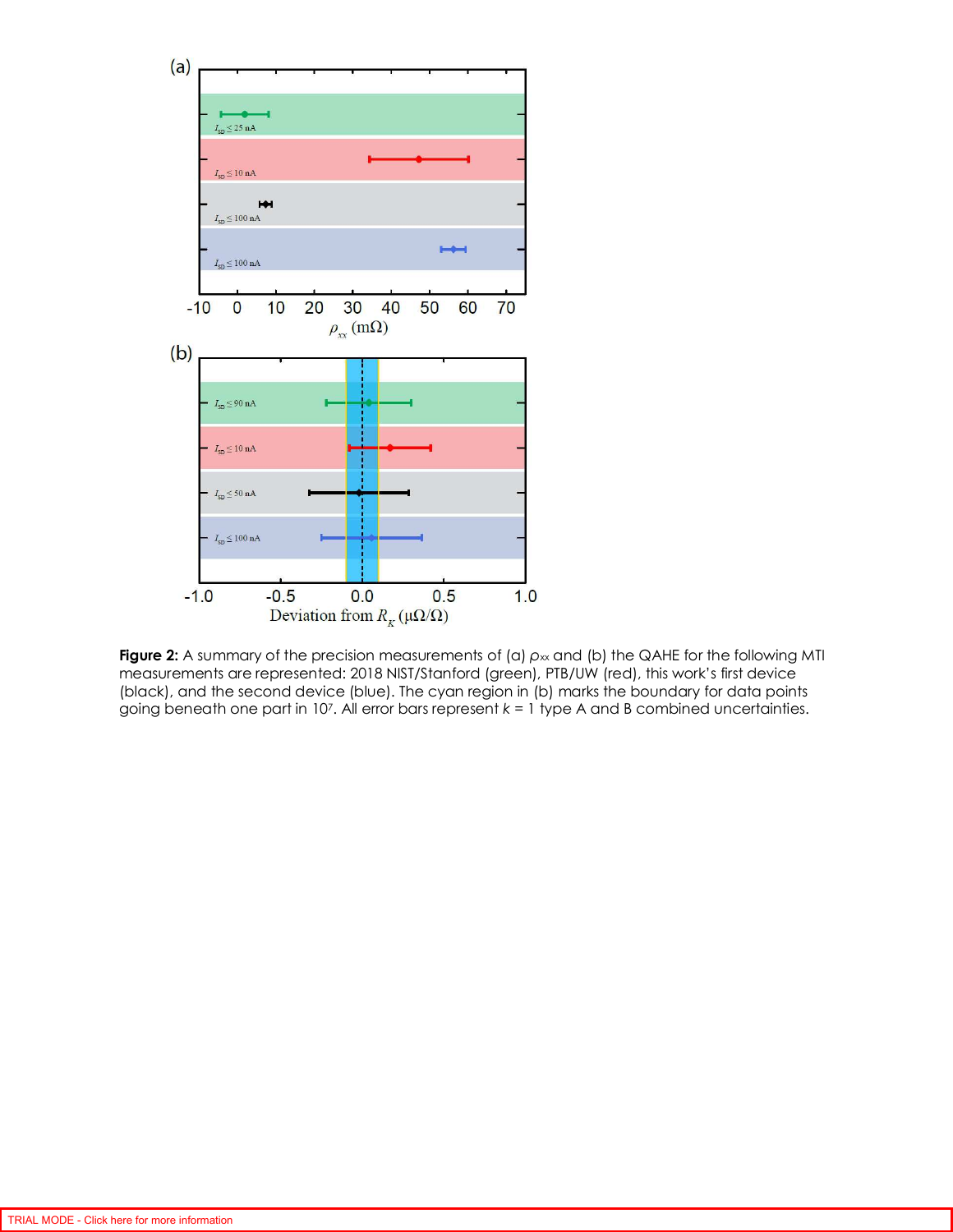(a)

$I_{SD} \leq 25$ nA

$I_{SD} \leq 10$ nA

$I_{SD} \leq 100$ nA

$I_{SD} \leq 100$ nA

-10 0 10 20 30 40 50 60 70

$\rho_{xx}$ (mΩ)

(b)

$I_{SD} \leq 90$ nA

$I_{SD} \leq 10$ nA

$I_{SD} \leq 50$ nA

$I_{SD} \leq 100$ nA

-1.0 -0.5 0.0 0.5 1.0

Deviation from $R_K$ (μΩ/Ω)

**Figure 2:** A summary of the precision measurements of (a) $\rho_{xx}$ and (b) the QAHE for the following MTI measurements are represented: 2018 NIST/Stanford (green), PTB/UW (red), this work's first device (black), and the second device (blue). The cyan region in (b) marks the boundary for data points going beneath one part in $10^7$. All error bars represent $k$ = 1 type A and B combined uncertainties.